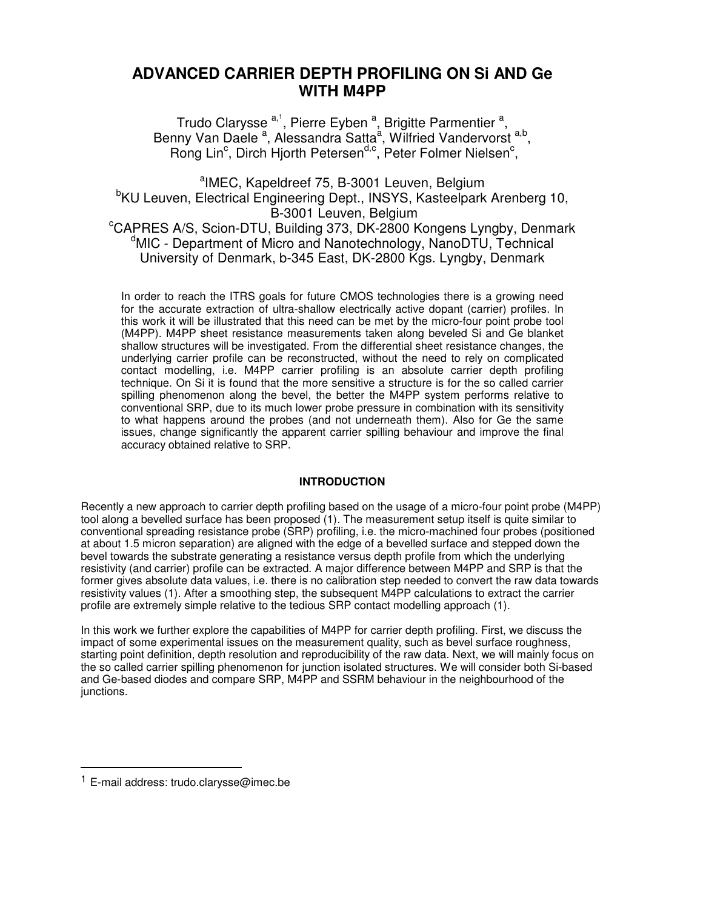# ADVANCED CARRIER DEPTH PROFILING ON Si AND Ge WITH M4PP

Trudo Clarysse [a,1], Pierre Eyben [a], Brigitte Parmentier [a], Benny Van Daele [a], Alessandra Satta[a], Wilfried Vandervorst [a,b], Rong Lin[c], Dirch Hjorth Petersen[d,c], Peter Folmer Nielsen[c],

[a]IMEC, Kapeldreef 75, B-3001 Leuven, Belgium
[b]KU Leuven, Electrical Engineering Dept., INSYS, Kasteelpark Arenberg 10, B-3001 Leuven, Belgium
[c]CAPRES A/S, Scion-DTU, Building 373, DK-2800 Kongens Lyngby, Denmark
[d]MIC - Department of Micro and Nanotechnology, NanoDTU, Technical University of Denmark, b-345 East, DK-2800 Kgs. Lyngby, Denmark

In order to reach the ITRS goals for future CMOS technologies there is a growing need for the accurate extraction of ultra-shallow electrically active dopant (carrier) profiles. In this work it will be illustrated that this need can be met by the micro-four point probe tool (M4PP). M4PP sheet resistance measurements taken along beveled Si and Ge blanket shallow structures will be investigated. From the differential sheet resistance changes, the underlying carrier profile can be reconstructed, without the need to rely on complicated contact modelling, i.e. M4PP carrier profiling is an absolute carrier depth profiling technique. On Si it is found that the more sensitive a structure is for the so called carrier spilling phenomenon along the bevel, the better the M4PP system performs relative to conventional SRP, due to its much lower probe pressure in combination with its sensitivity to what happens around the probes (and not underneath them). Also for Ge the same issues, change significantly the apparent carrier spilling behaviour and improve the final accuracy obtained relative to SRP.

## INTRODUCTION

Recently a new approach to carrier depth profiling based on the usage of a micro-four point probe (M4PP) tool along a bevelled surface has been proposed (1). The measurement setup itself is quite similar to conventional spreading resistance probe (SRP) profiling, i.e. the micro-machined four probes (positioned at about 1.5 micron separation) are aligned with the edge of a bevelled surface and stepped down the bevel towards the substrate generating a resistance versus depth profile from which the underlying resistivity (and carrier) profile can be extracted. A major difference between M4PP and SRP is that the former gives absolute data values, i.e. there is no calibration step needed to convert the raw data towards resistivity values (1). After a smoothing step, the subsequent M4PP calculations to extract the carrier profile are extremely simple relative to the tedious SRP contact modelling approach (1).

In this work we further explore the capabilities of M4PP for carrier depth profiling. First, we discuss the impact of some experimental issues on the measurement quality, such as bevel surface roughness, starting point definition, depth resolution and reproducibility of the raw data. Next, we will mainly focus on the so called carrier spilling phenomenon for junction isolated structures. We will consider both Si-based and Ge-based diodes and compare SRP, M4PP and SSRM behaviour in the neighbourhood of the junctions.

[1] E-mail address: trudo.clarysse@imec.be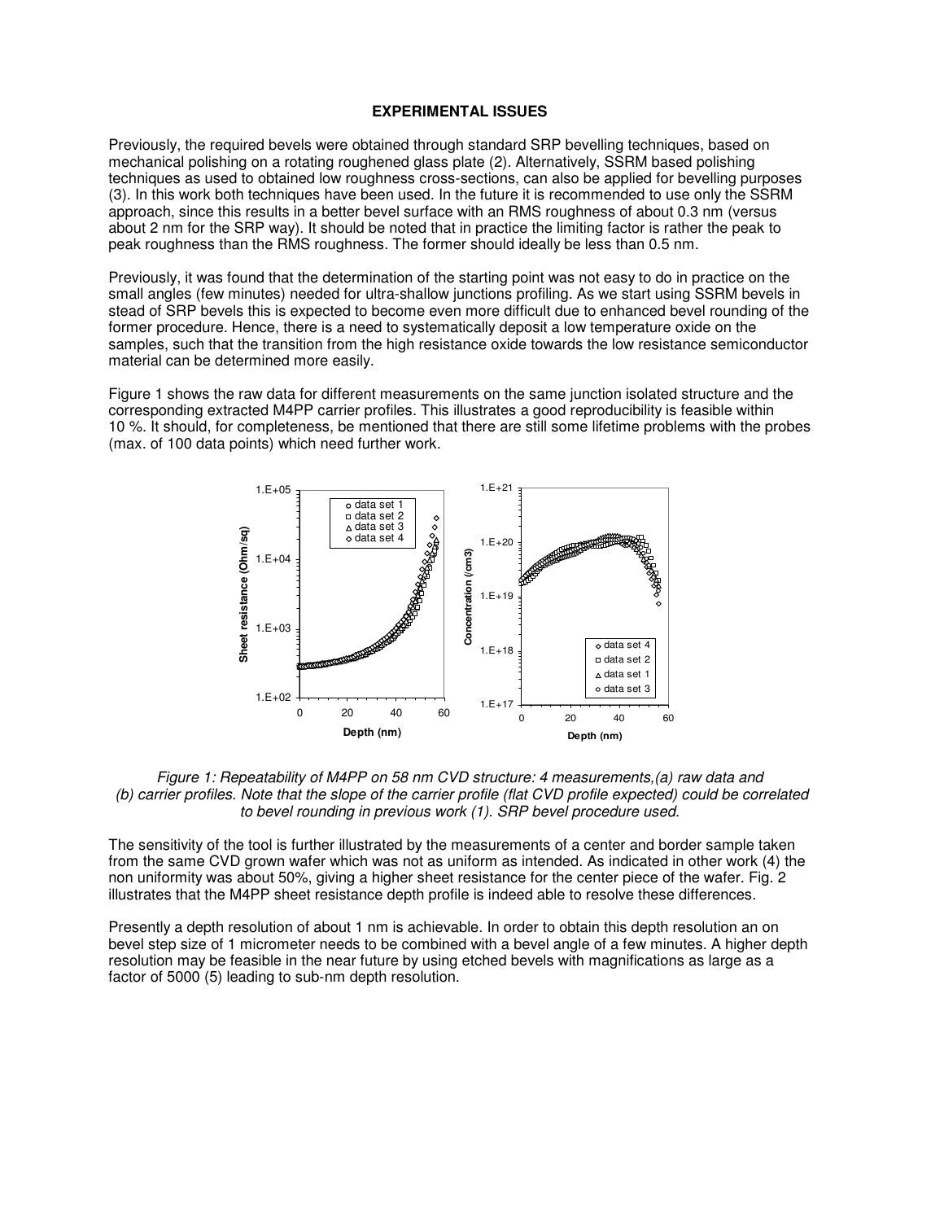**EXPERIMENTAL ISSUES**

Previously, the required bevels were obtained through standard SRP bevelling techniques, based on mechanical polishing on a rotating roughened glass plate (2). Alternatively, SSRM based polishing techniques as used to obtained low roughness cross-sections, can also be applied for bevelling purposes (3). In this work both techniques have been used. In the future it is recommended to use only the SSRM approach, since this results in a better bevel surface with an RMS roughness of about 0.3 nm (versus about 2 nm for the SRP way). It should be noted that in practice the limiting factor is rather the peak to peak roughness than the RMS roughness. The former should ideally be less than 0.5 nm.

Previously, it was found that the determination of the starting point was not easy to do in practice on the small angles (few minutes) needed for ultra-shallow junctions profiling. As we start using SSRM bevels in stead of SRP bevels this is expected to become even more difficult due to enhanced bevel rounding of the former procedure. Hence, there is a need to systematically deposit a low temperature oxide on the samples, such that the transition from the high resistance oxide towards the low resistance semiconductor material can be determined more easily.

Figure 1 shows the raw data for different measurements on the same junction isolated structure and the corresponding extracted M4PP carrier profiles. This illustrates a good reproducibility is feasible within 10 %. It should, for completeness, be mentioned that there are still some lifetime problems with the probes (max. of 100 data points) which need further work.

*Figure 1: Repeatability of M4PP on 58 nm CVD structure: 4 measurements,(a) raw data and (b) carrier profiles. Note that the slope of the carrier profile (flat CVD profile expected) could be correlated to bevel rounding in previous work (1). SRP bevel procedure used.*

The sensitivity of the tool is further illustrated by the measurements of a center and border sample taken from the same CVD grown wafer which was not as uniform as intended. As indicated in other work (4) the non uniformity was about 50%, giving a higher sheet resistance for the center piece of the wafer. Fig. 2 illustrates that the M4PP sheet resistance depth profile is indeed able to resolve these differences.

Presently a depth resolution of about 1 nm is achievable. In order to obtain this depth resolution an on bevel step size of 1 micrometer needs to be combined with a bevel angle of a few minutes. A higher depth resolution may be feasible in the near future by using etched bevels with magnifications as large as a factor of 5000 (5) leading to sub-nm depth resolution.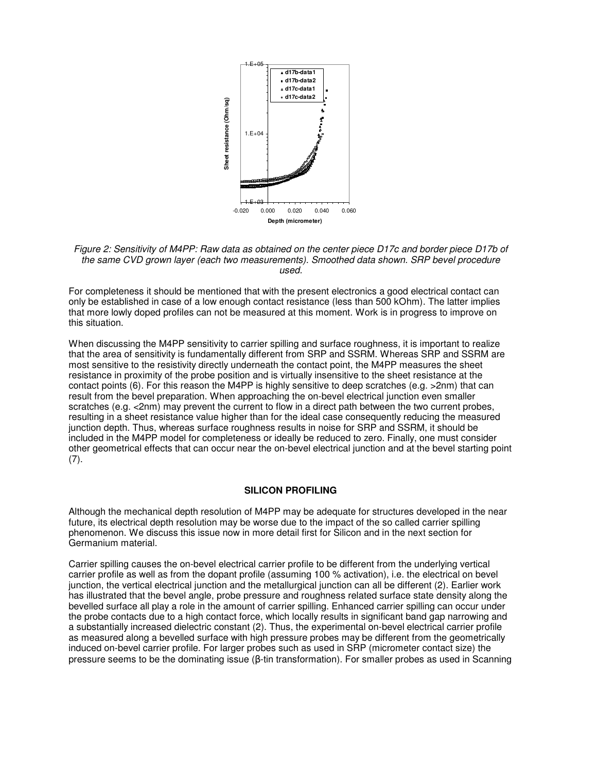*Figure 2: Sensitivity of M4PP: Raw data as obtained on the center piece D17c and border piece D17b of the same CVD grown layer (each two measurements). Smoothed data shown. SRP bevel procedure used.*

For completeness it should be mentioned that with the present electronics a good electrical contact can only be established in case of a low enough contact resistance (less than 500 kOhm). The latter implies that more lowly doped profiles can not be measured at this moment. Work is in progress to improve on this situation.

When discussing the M4PP sensitivity to carrier spilling and surface roughness, it is important to realize that the area of sensitivity is fundamentally different from SRP and SSRM. Whereas SRP and SSRM are most sensitive to the resistivity directly underneath the contact point, the M4PP measures the sheet resistance in proximity of the probe position and is virtually insensitive to the sheet resistance at the contact points (6). For this reason the M4PP is highly sensitive to deep scratches (e.g. >2nm) that can result from the bevel preparation. When approaching the on-bevel electrical junction even smaller scratches (e.g. <2nm) may prevent the current to flow in a direct path between the two current probes, resulting in a sheet resistance value higher than for the ideal case consequently reducing the measured junction depth. Thus, whereas surface roughness results in noise for SRP and SSRM, it should be included in the M4PP model for completeness or ideally be reduced to zero. Finally, one must consider other geometrical effects that can occur near the on-bevel electrical junction and at the bevel starting point (7).

## SILICON PROFILING

Although the mechanical depth resolution of M4PP may be adequate for structures developed in the near future, its electrical depth resolution may be worse due to the impact of the so called carrier spilling phenomenon. We discuss this issue now in more detail first for Silicon and in the next section for Germanium material.

Carrier spilling causes the on-bevel electrical carrier profile to be different from the underlying vertical carrier profile as well as from the dopant profile (assuming 100 % activation), i.e. the electrical on bevel junction, the vertical electrical junction and the metallurgical junction can all be different (2). Earlier work has illustrated that the bevel angle, probe pressure and roughness related surface state density along the bevelled surface all play a role in the amount of carrier spilling. Enhanced carrier spilling can occur under the probe contacts due to a high contact force, which locally results in significant band gap narrowing and a substantially increased dielectric constant (2). Thus, the experimental on-bevel electrical carrier profile as measured along a bevelled surface with high pressure probes may be different from the geometrically induced on-bevel carrier profile. For larger probes such as used in SRP (micrometer contact size) the pressure seems to be the dominating issue (β-tin transformation). For smaller probes as used in Scanning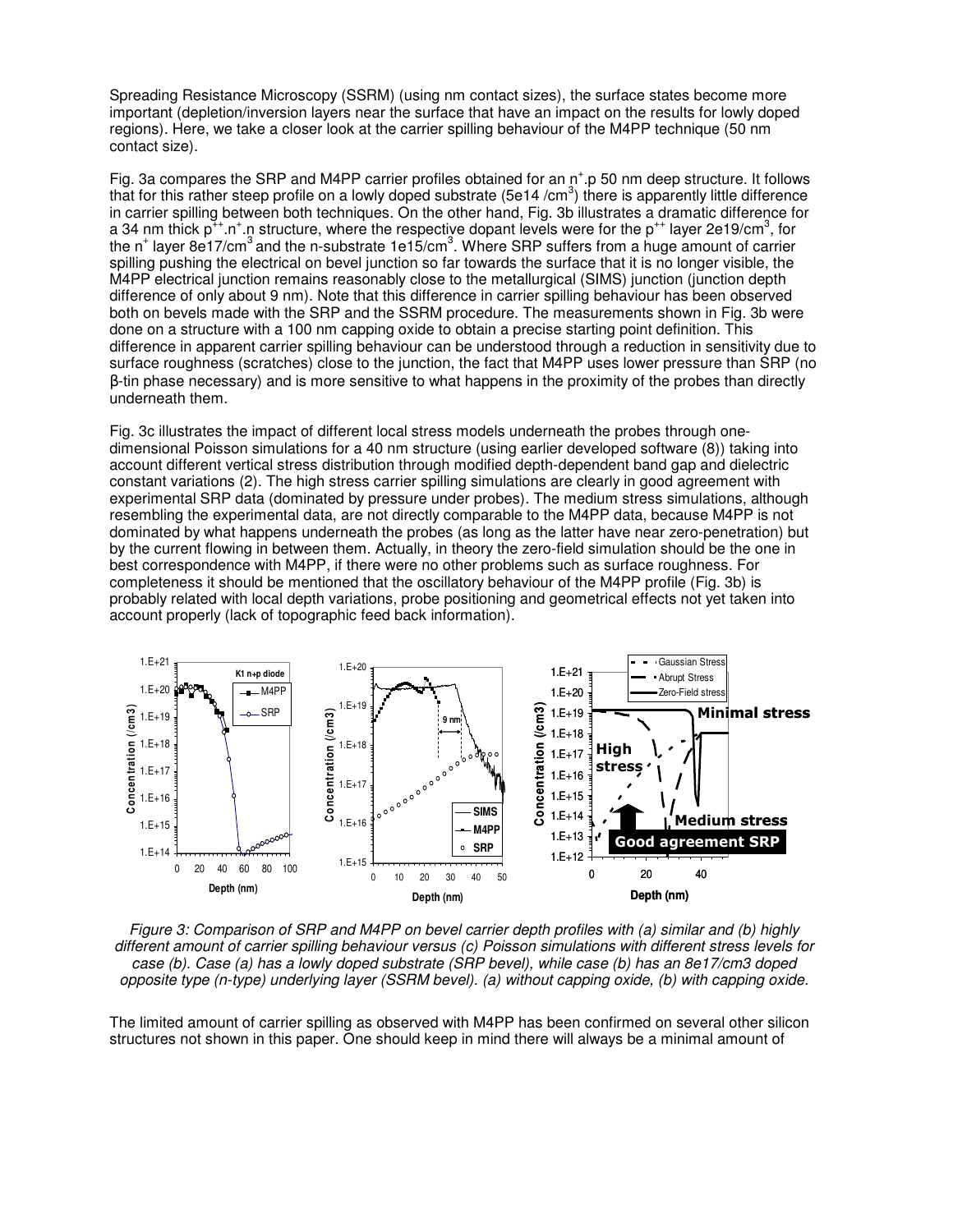Spreading Resistance Microscopy (SSRM) (using nm contact sizes), the surface states become more important (depletion/inversion layers near the surface that have an impact on the results for lowly doped regions). Here, we take a closer look at the carrier spilling behaviour of the M4PP technique (50 nm contact size).

Fig. 3a compares the SRP and M4PP carrier profiles obtained for an $n^+$.p 50 nm deep structure. It follows that for this rather steep profile on a lowly doped substrate (5e14 /cm$^3$) there is apparently little difference in carrier spilling between both techniques. On the other hand, Fig. 3b illustrates a dramatic difference for a 34 nm thick $p^{++}$.$n^+$.n structure, where the respective dopant levels were for the $p^{++}$ layer 2e19/cm$^3$, for the $n^+$ layer 8e17/cm$^3$ and the n-substrate 1e15/cm$^3$. Where SRP suffers from a huge amount of carrier spilling pushing the electrical on bevel junction so far towards the surface that it is no longer visible, the M4PP electrical junction remains reasonably close to the metallurgical (SIMS) junction (junction depth difference of only about 9 nm). Note that this difference in carrier spilling behaviour has been observed both on bevels made with the SRP and the SSRM procedure. The measurements shown in Fig. 3b were done on a structure with a 100 nm capping oxide to obtain a precise starting point definition. This difference in apparent carrier spilling behaviour can be understood through a reduction in sensitivity due to surface roughness (scratches) close to the junction, the fact that M4PP uses lower pressure than SRP (no β-tin phase necessary) and is more sensitive to what happens in the proximity of the probes than directly underneath them.

Fig. 3c illustrates the impact of different local stress models underneath the probes through one-dimensional Poisson simulations for a 40 nm structure (using earlier developed software (8)) taking into account different vertical stress distribution through modified depth-dependent band gap and dielectric constant variations (2). The high stress carrier spilling simulations are clearly in good agreement with experimental SRP data (dominated by pressure under probes). The medium stress simulations, although resembling the experimental data, are not directly comparable to the M4PP data, because M4PP is not dominated by what happens underneath the probes (as long as the latter have near zero-penetration) but by the current flowing in between them. Actually, in theory the zero-field simulation should be the one in best correspondence with M4PP, if there were no other problems such as surface roughness. For completeness it should be mentioned that the oscillatory behaviour of the M4PP profile (Fig. 3b) is probably related with local depth variations, probe positioning and geometrical effects not yet taken into account properly (lack of topographic feed back information).

*Figure 3: Comparison of SRP and M4PP on bevel carrier depth profiles with (a) similar and (b) highly different amount of carrier spilling behaviour versus (c) Poisson simulations with different stress levels for case (b). Case (a) has a lowly doped substrate (SRP bevel), while case (b) has an 8e17/cm3 doped opposite type (n-type) underlying layer (SSRM bevel). (a) without capping oxide, (b) with capping oxide.*

The limited amount of carrier spilling as observed with M4PP has been confirmed on several other silicon structures not shown in this paper. One should keep in mind there will always be a minimal amount of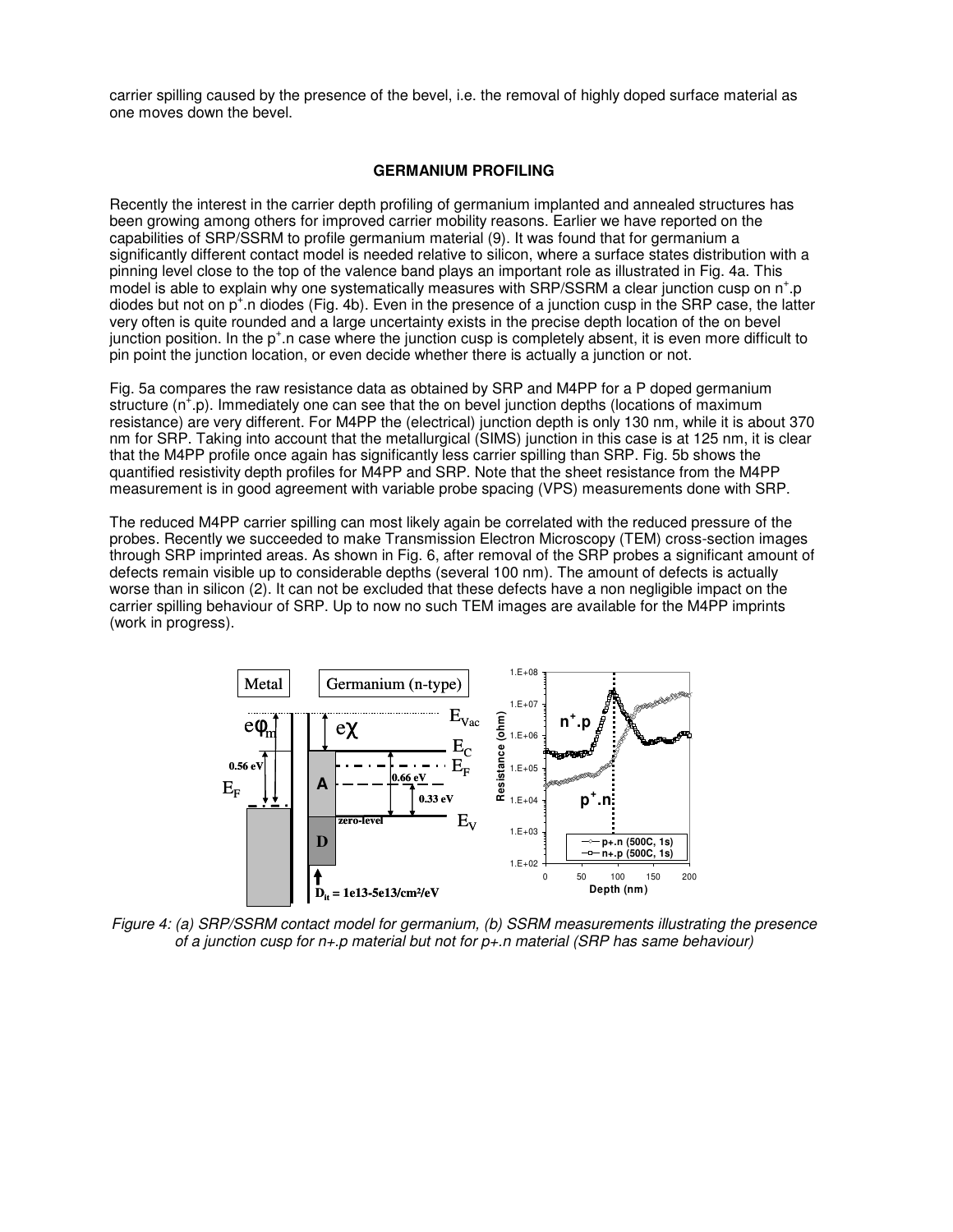carrier spilling caused by the presence of the bevel, i.e. the removal of highly doped surface material as one moves down the bevel.

### GERMANIUM PROFILING

Recently the interest in the carrier depth profiling of germanium implanted and annealed structures has been growing among others for improved carrier mobility reasons. Earlier we have reported on the capabilities of SRP/SSRM to profile germanium material (9). It was found that for germanium a significantly different contact model is needed relative to silicon, where a surface states distribution with a pinning level close to the top of the valence band plays an important role as illustrated in Fig. 4a. This model is able to explain why one systematically measures with SRP/SSRM a clear junction cusp on $n^{+}$.p diodes but not on $p^{+}$.n diodes (Fig. 4b). Even in the presence of a junction cusp in the SRP case, the latter very often is quite rounded and a large uncertainty exists in the precise depth location of the on bevel junction position. In the $p^{+}$.n case where the junction cusp is completely absent, it is even more difficult to pin point the junction location, or even decide whether there is actually a junction or not.

Fig. 5a compares the raw resistance data as obtained by SRP and M4PP for a P doped germanium structure ($n^{+}$.p). Immediately one can see that the on bevel junction depths (locations of maximum resistance) are very different. For M4PP the (electrical) junction depth is only 130 nm, while it is about 370 nm for SRP. Taking into account that the metallurgical (SIMS) junction in this case is at 125 nm, it is clear that the M4PP profile once again has significantly less carrier spilling than SRP. Fig. 5b shows the quantified resistivity depth profiles for M4PP and SRP. Note that the sheet resistance from the M4PP measurement is in good agreement with variable probe spacing (VPS) measurements done with SRP.

The reduced M4PP carrier spilling can most likely again be correlated with the reduced pressure of the probes. Recently we succeeded to make Transmission Electron Microscopy (TEM) cross-section images through SRP imprinted areas. As shown in Fig. 6, after removal of the SRP probes a significant amount of defects remain visible up to considerable depths (several 100 nm). The amount of defects is actually worse than in silicon (2). It can not be excluded that these defects have a non negligible impact on the carrier spilling behaviour of SRP. Up to now no such TEM images are available for the M4PP imprints (work in progress).

*Figure 4: (a) SRP/SSRM contact model for germanium, (b) SSRM measurements illustrating the presence of a junction cusp for n+.p material but not for p+.n material (SRP has same behaviour)*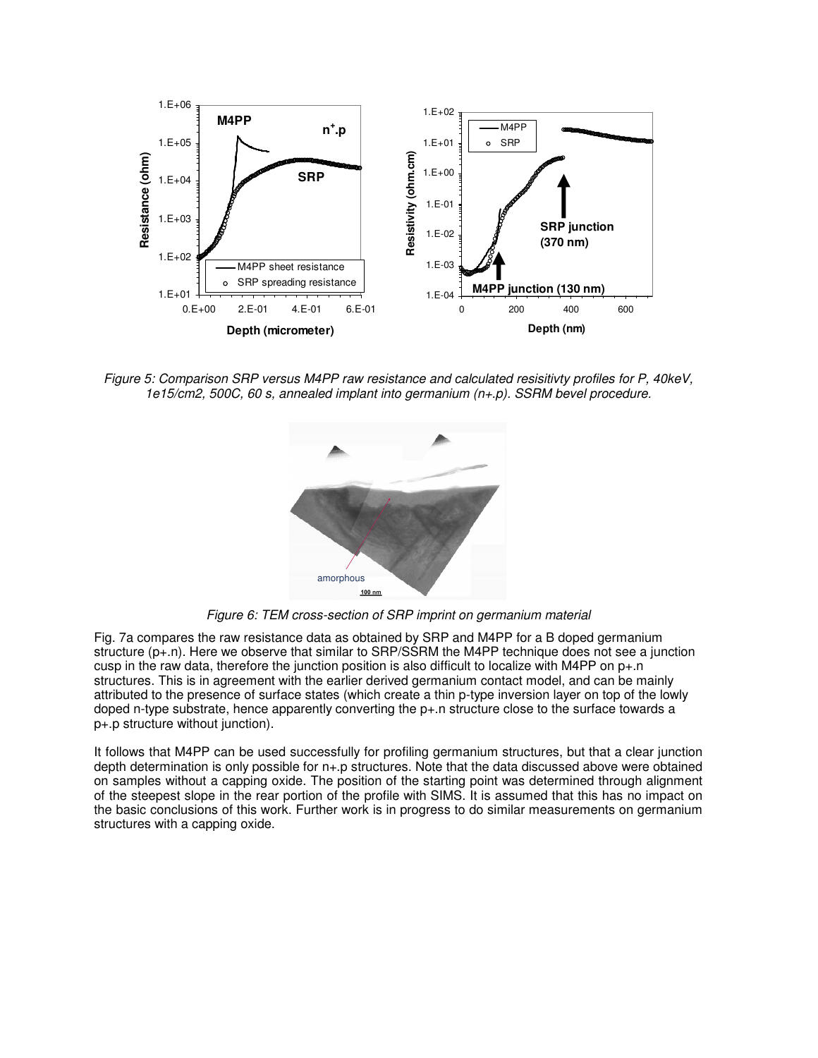*Figure 5: Comparison SRP versus M4PP raw resistance and calculated resisitivty profiles for P, 40keV, 1e15/cm2, 500C, 60 s, annealed implant into germanium (n+.p). SSRM bevel procedure.*

*Figure 6: TEM cross-section of SRP imprint on germanium material*

Fig. 7a compares the raw resistance data as obtained by SRP and M4PP for a B doped germanium structure (p+.n). Here we observe that similar to SRP/SSRM the M4PP technique does not see a junction cusp in the raw data, therefore the junction position is also difficult to localize with M4PP on p+.n structures. This is in agreement with the earlier derived germanium contact model, and can be mainly attributed to the presence of surface states (which create a thin p-type inversion layer on top of the lowly doped n-type substrate, hence apparently converting the p+.n structure close to the surface towards a p+.p structure without junction).

It follows that M4PP can be used successfully for profiling germanium structures, but that a clear junction depth determination is only possible for n+.p structures. Note that the data discussed above were obtained on samples without a capping oxide. The position of the starting point was determined through alignment of the steepest slope in the rear portion of the profile with SIMS. It is assumed that this has no impact on the basic conclusions of this work. Further work is in progress to do similar measurements on germanium structures with a capping oxide.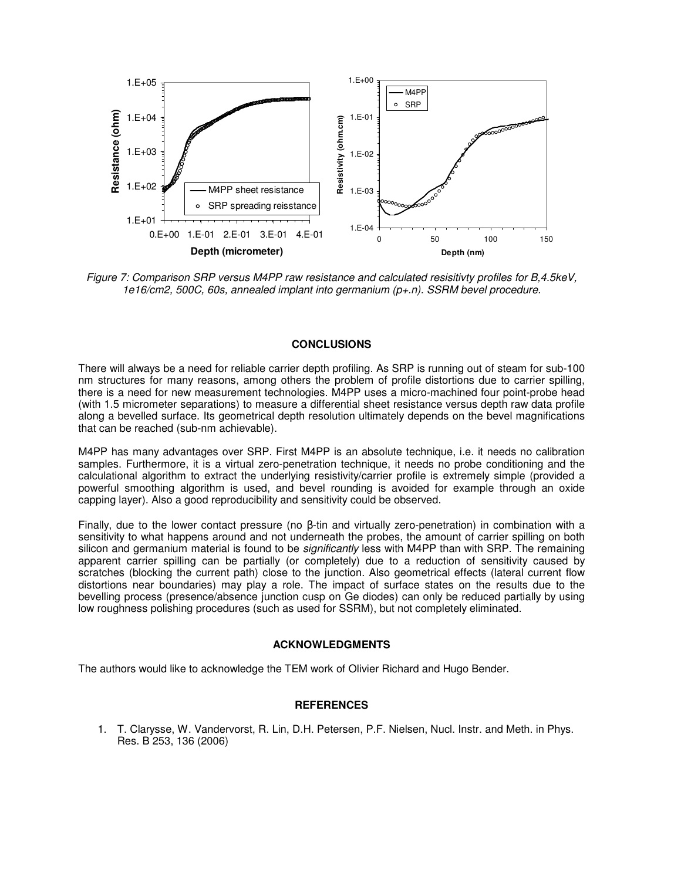*Figure 7: Comparison SRP versus M4PP raw resistance and calculated resisitivty profiles for B,4.5keV, 1e16/cm2, 500C, 60s, annealed implant into germanium (p+.n). SSRM bevel procedure.*

## CONCLUSIONS

There will always be a need for reliable carrier depth profiling. As SRP is running out of steam for sub-100 nm structures for many reasons, among others the problem of profile distortions due to carrier spilling, there is a need for new measurement technologies. M4PP uses a micro-machined four point-probe head (with 1.5 micrometer separations) to measure a differential sheet resistance versus depth raw data profile along a bevelled surface. Its geometrical depth resolution ultimately depends on the bevel magnifications that can be reached (sub-nm achievable).

M4PP has many advantages over SRP. First M4PP is an absolute technique, i.e. it needs no calibration samples. Furthermore, it is a virtual zero-penetration technique, it needs no probe conditioning and the calculational algorithm to extract the underlying resistivity/carrier profile is extremely simple (provided a powerful smoothing algorithm is used, and bevel rounding is avoided for example through an oxide capping layer). Also a good reproducibility and sensitivity could be observed.

Finally, due to the lower contact pressure (no β-tin and virtually zero-penetration) in combination with a sensitivity to what happens around and not underneath the probes, the amount of carrier spilling on both silicon and germanium material is found to be *significantly* less with M4PP than with SRP. The remaining apparent carrier spilling can be partially (or completely) due to a reduction of sensitivity caused by scratches (blocking the current path) close to the junction. Also geometrical effects (lateral current flow distortions near boundaries) may play a role. The impact of surface states on the results due to the bevelling process (presence/absence junction cusp on Ge diodes) can only be reduced partially by using low roughness polishing procedures (such as used for SSRM), but not completely eliminated.

## ACKNOWLEDGMENTS

The authors would like to acknowledge the TEM work of Olivier Richard and Hugo Bender.

## REFERENCES

1. T. Clarysse, W. Vandervorst, R. Lin, D.H. Petersen, P.F. Nielsen, Nucl. Instr. and Meth. in Phys. Res. B 253, 136 (2006)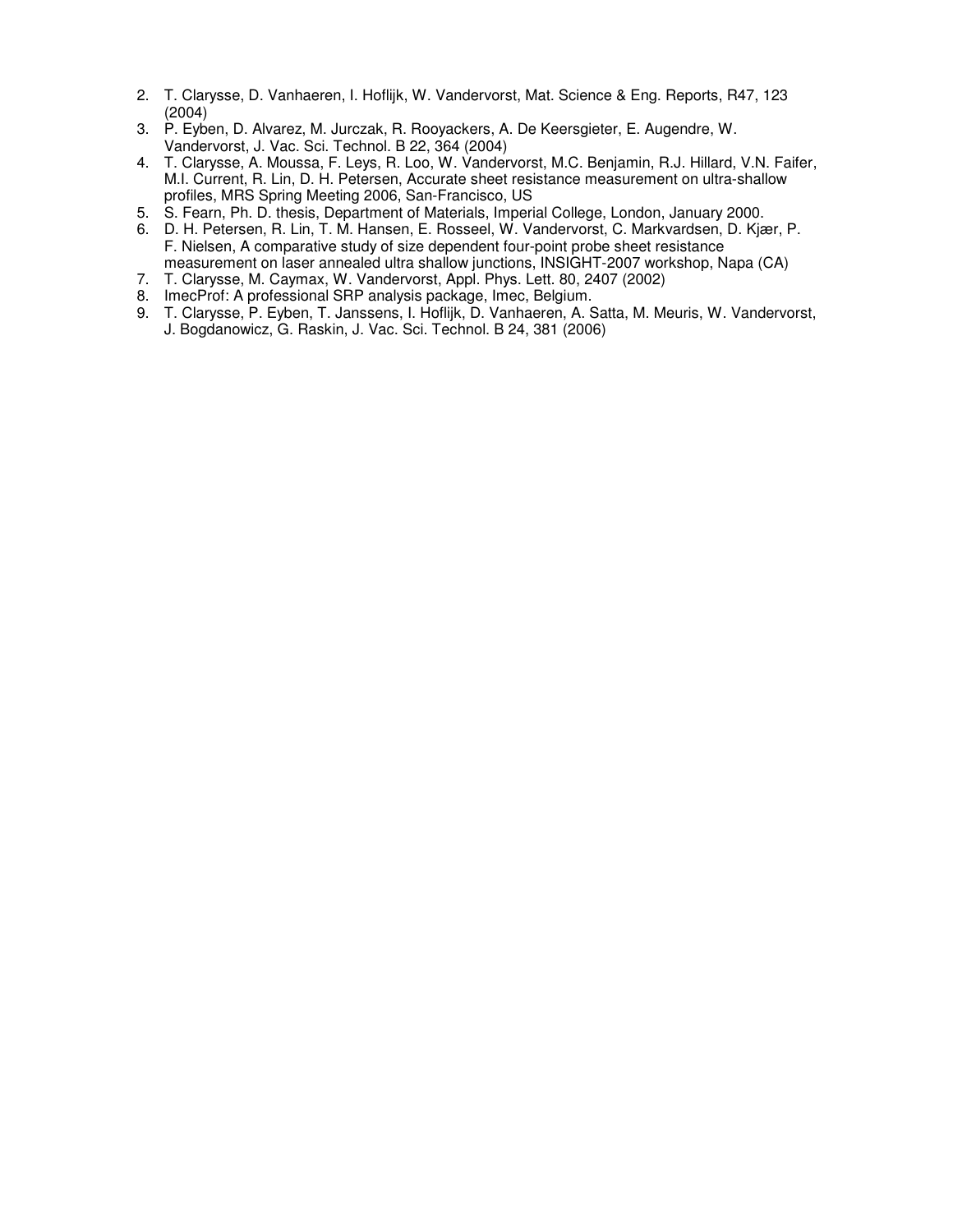2. T. Clarysse, D. Vanhaeren, I. Hoflijk, W. Vandervorst, Mat. Science & Eng. Reports, R47, 123 (2004)
3. P. Eyben, D. Alvarez, M. Jurczak, R. Rooyackers, A. De Keersgieter, E. Augendre, W. Vandervorst, J. Vac. Sci. Technol. B 22, 364 (2004)
4. T. Clarysse, A. Moussa, F. Leys, R. Loo, W. Vandervorst, M.C. Benjamin, R.J. Hillard, V.N. Faifer, M.I. Current, R. Lin, D. H. Petersen, Accurate sheet resistance measurement on ultra-shallow profiles, MRS Spring Meeting 2006, San-Francisco, US
5. S. Fearn, Ph. D. thesis, Department of Materials, Imperial College, London, January 2000.
6. D. H. Petersen, R. Lin, T. M. Hansen, E. Rosseel, W. Vandervorst, C. Markvardsen, D. Kjær, P. F. Nielsen, A comparative study of size dependent four-point probe sheet resistance measurement on laser annealed ultra shallow junctions, INSIGHT-2007 workshop, Napa (CA)
7. T. Clarysse, M. Caymax, W. Vandervorst, Appl. Phys. Lett. 80, 2407 (2002)
8. ImecProf: A professional SRP analysis package, Imec, Belgium.
9. T. Clarysse, P. Eyben, T. Janssens, I. Hoflijk, D. Vanhaeren, A. Satta, M. Meuris, W. Vandervorst, J. Bogdanowicz, G. Raskin, J. Vac. Sci. Technol. B 24, 381 (2006)